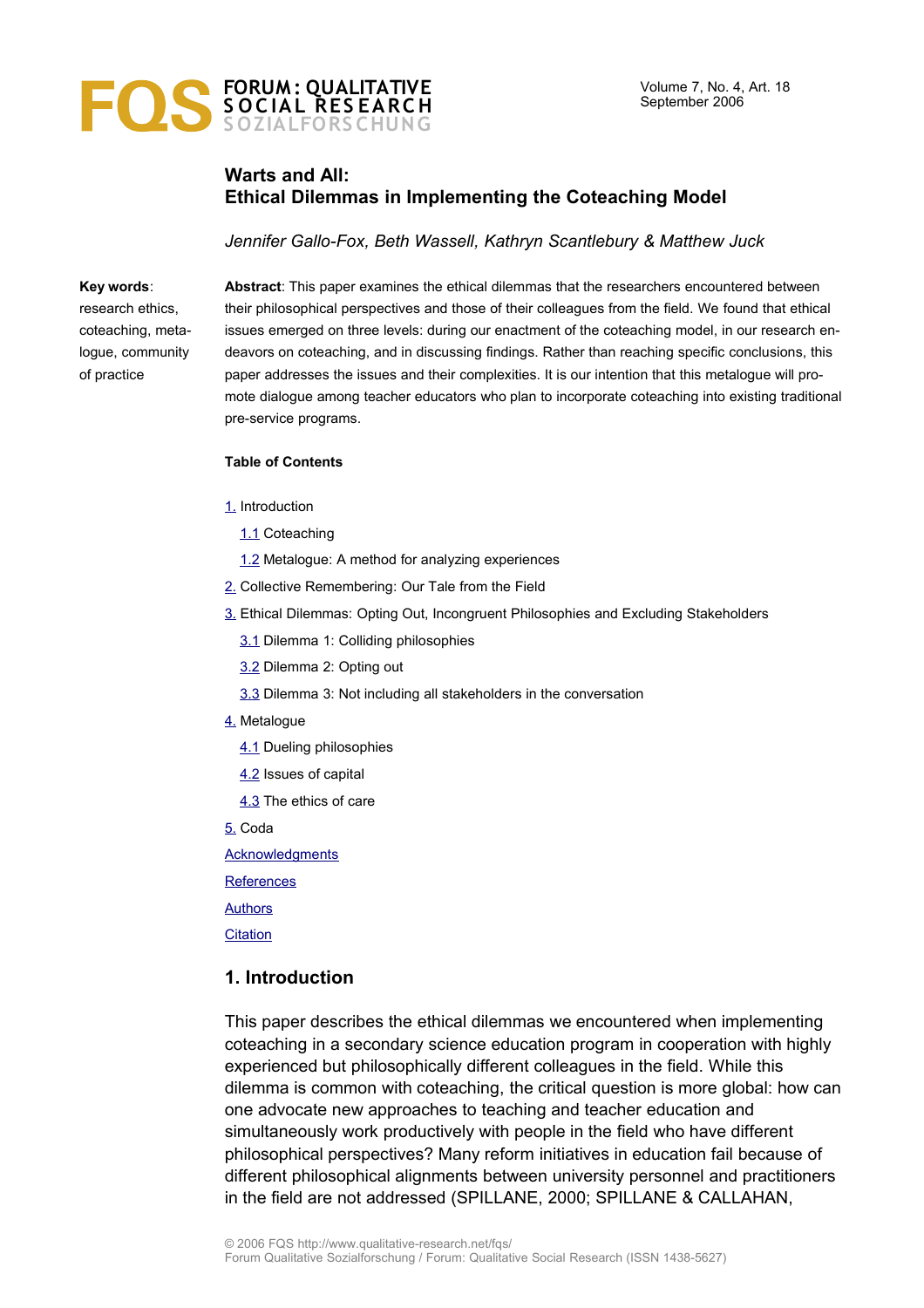# Warts and All: Ethical Dilemmas in Implementing the Coteaching Model

*Jennifer Gallo-Fox, Beth Wassell, Kathryn Scantlebury & Matthew Juck*

**Key words**: research ethics, coteaching, metalogue, community of practice

**Abstract**: This paper examines the ethical dilemmas that the researchers encountered between their philosophical perspectives and those of their colleagues from the field. We found that ethical issues emerged on three levels: during our enactment of the coteaching model, in our research endeavors on coteaching, and in discussing findings. Rather than reaching specific conclusions, this paper addresses the issues and their complexities. It is our intention that this metalogue will promote dialogue among teacher educators who plan to incorporate coteaching into existing traditional pre-service programs.

**Table of Contents**

1. Introduction
   - 1.1 Coteaching
   - 1.2 Metalogue: A method for analyzing experiences
2. Collective Remembering: Our Tale from the Field
3. Ethical Dilemmas: Opting Out, Incongruent Philosophies and Excluding Stakeholders
   - 3.1 Dilemma 1: Colliding philosophies
   - 3.2 Dilemma 2: Opting out
   - 3.3 Dilemma 3: Not including all stakeholders in the conversation
4. Metalogue
   - 4.1 Dueling philosophies
   - 4.2 Issues of capital
   - 4.3 The ethics of care
5. Coda

Acknowledgments

References

Authors

Citation

## 1. Introduction

This paper describes the ethical dilemmas we encountered when implementing coteaching in a secondary science education program in cooperation with highly experienced but philosophically different colleagues in the field. While this dilemma is common with coteaching, the critical question is more global: how can one advocate new approaches to teaching and teacher education and simultaneously work productively with people in the field who have different philosophical perspectives? Many reform initiatives in education fail because of different philosophical alignments between university personnel and practitioners in the field are not addressed (SPILLANE, 2000; SPILLANE & CALLAHAN,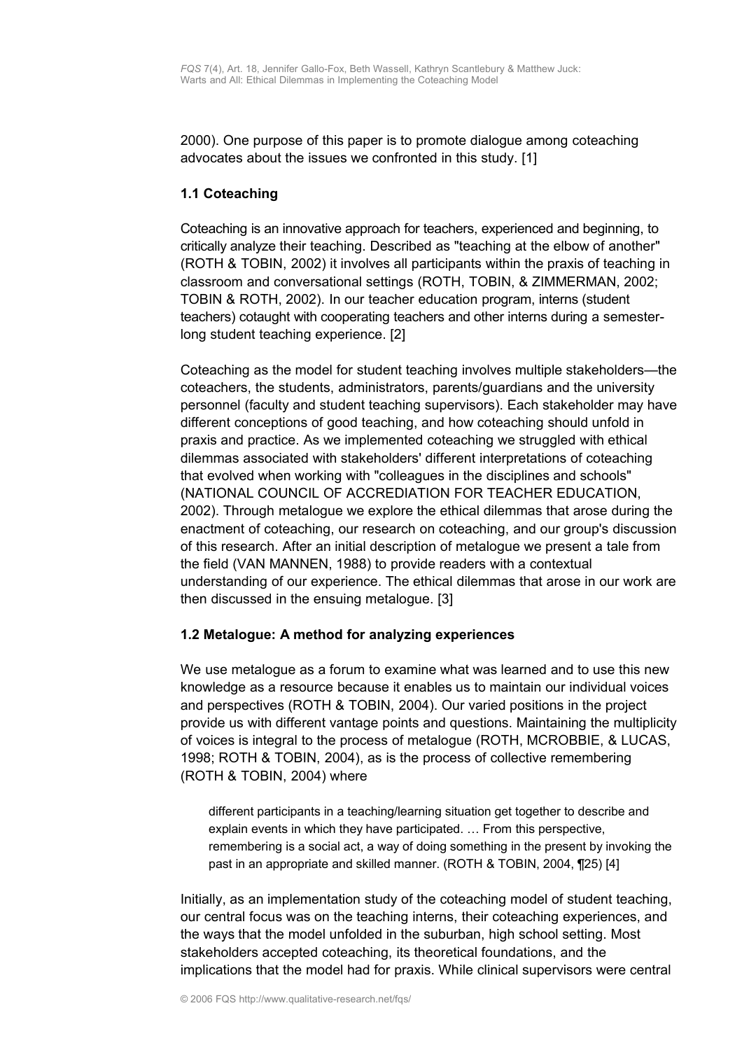2000). One purpose of this paper is to promote dialogue among coteaching advocates about the issues we confronted in this study. [1]

### 1.1 Coteaching

Coteaching is an innovative approach for teachers, experienced and beginning, to critically analyze their teaching. Described as "teaching at the elbow of another" (ROTH & TOBIN, 2002) it involves all participants within the praxis of teaching in classroom and conversational settings (ROTH, TOBIN, & ZIMMERMAN, 2002; TOBIN & ROTH, 2002). In our teacher education program, interns (student teachers) cotaught with cooperating teachers and other interns during a semester-long student teaching experience. [2]

Coteaching as the model for student teaching involves multiple stakeholders—the coteachers, the students, administrators, parents/guardians and the university personnel (faculty and student teaching supervisors). Each stakeholder may have different conceptions of good teaching, and how coteaching should unfold in praxis and practice. As we implemented coteaching we struggled with ethical dilemmas associated with stakeholders' different interpretations of coteaching that evolved when working with "colleagues in the disciplines and schools" (NATIONAL COUNCIL OF ACCREDIATION FOR TEACHER EDUCATION, 2002). Through metalogue we explore the ethical dilemmas that arose during the enactment of coteaching, our research on coteaching, and our group's discussion of this research. After an initial description of metalogue we present a tale from the field (VAN MANNEN, 1988) to provide readers with a contextual understanding of our experience. The ethical dilemmas that arose in our work are then discussed in the ensuing metalogue. [3]

### 1.2 Metalogue: A method for analyzing experiences

We use metalogue as a forum to examine what was learned and to use this new knowledge as a resource because it enables us to maintain our individual voices and perspectives (ROTH & TOBIN, 2004). Our varied positions in the project provide us with different vantage points and questions. Maintaining the multiplicity of voices is integral to the process of metalogue (ROTH, MCROBBIE, & LUCAS, 1998; ROTH & TOBIN, 2004), as is the process of collective remembering (ROTH & TOBIN, 2004) where

> different participants in a teaching/learning situation get together to describe and explain events in which they have participated. … From this perspective, remembering is a social act, a way of doing something in the present by invoking the past in an appropriate and skilled manner. (ROTH & TOBIN, 2004, ¶25) [4]

Initially, as an implementation study of the coteaching model of student teaching, our central focus was on the teaching interns, their coteaching experiences, and the ways that the model unfolded in the suburban, high school setting. Most stakeholders accepted coteaching, its theoretical foundations, and the implications that the model had for praxis. While clinical supervisors were central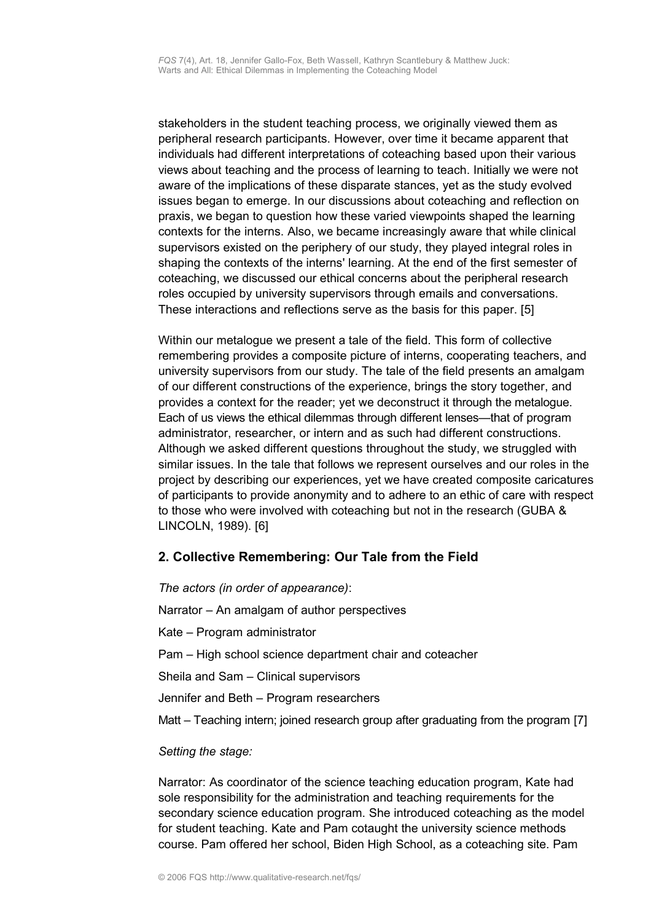stakeholders in the student teaching process, we originally viewed them as peripheral research participants. However, over time it became apparent that individuals had different interpretations of coteaching based upon their various views about teaching and the process of learning to teach. Initially we were not aware of the implications of these disparate stances, yet as the study evolved issues began to emerge. In our discussions about coteaching and reflection on praxis, we began to question how these varied viewpoints shaped the learning contexts for the interns. Also, we became increasingly aware that while clinical supervisors existed on the periphery of our study, they played integral roles in shaping the contexts of the interns' learning. At the end of the first semester of coteaching, we discussed our ethical concerns about the peripheral research roles occupied by university supervisors through emails and conversations. These interactions and reflections serve as the basis for this paper. [5]

Within our metalogue we present a tale of the field. This form of collective remembering provides a composite picture of interns, cooperating teachers, and university supervisors from our study. The tale of the field presents an amalgam of our different constructions of the experience, brings the story together, and provides a context for the reader; yet we deconstruct it through the metalogue. Each of us views the ethical dilemmas through different lenses—that of program administrator, researcher, or intern and as such had different constructions. Although we asked different questions throughout the study, we struggled with similar issues. In the tale that follows we represent ourselves and our roles in the project by describing our experiences, yet we have created composite caricatures of participants to provide anonymity and to adhere to an ethic of care with respect to those who were involved with coteaching but not in the research (GUBA & LINCOLN, 1989). [6]

## 2. Collective Remembering: Our Tale from the Field

*The actors (in order of appearance)*:

Narrator – An amalgam of author perspectives

Kate – Program administrator

Pam – High school science department chair and coteacher

Sheila and Sam – Clinical supervisors

Jennifer and Beth – Program researchers

Matt – Teaching intern; joined research group after graduating from the program [7]

*Setting the stage:*

Narrator: As coordinator of the science teaching education program, Kate had sole responsibility for the administration and teaching requirements for the secondary science education program. She introduced coteaching as the model for student teaching. Kate and Pam cotaught the university science methods course. Pam offered her school, Biden High School, as a coteaching site. Pam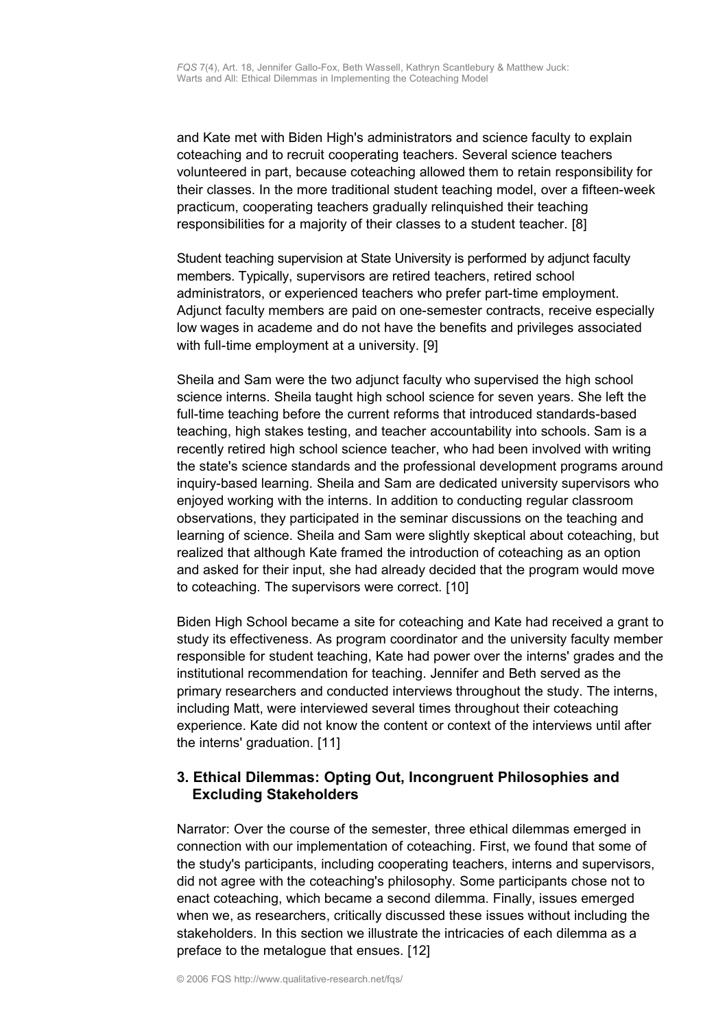and Kate met with Biden High's administrators and science faculty to explain coteaching and to recruit cooperating teachers. Several science teachers volunteered in part, because coteaching allowed them to retain responsibility for their classes. In the more traditional student teaching model, over a fifteen-week practicum, cooperating teachers gradually relinquished their teaching responsibilities for a majority of their classes to a student teacher. [8]

Student teaching supervision at State University is performed by adjunct faculty members. Typically, supervisors are retired teachers, retired school administrators, or experienced teachers who prefer part-time employment. Adjunct faculty members are paid on one-semester contracts, receive especially low wages in academe and do not have the benefits and privileges associated with full-time employment at a university. [9]

Sheila and Sam were the two adjunct faculty who supervised the high school science interns. Sheila taught high school science for seven years. She left the full-time teaching before the current reforms that introduced standards-based teaching, high stakes testing, and teacher accountability into schools. Sam is a recently retired high school science teacher, who had been involved with writing the state's science standards and the professional development programs around inquiry-based learning. Sheila and Sam are dedicated university supervisors who enjoyed working with the interns. In addition to conducting regular classroom observations, they participated in the seminar discussions on the teaching and learning of science. Sheila and Sam were slightly skeptical about coteaching, but realized that although Kate framed the introduction of coteaching as an option and asked for their input, she had already decided that the program would move to coteaching. The supervisors were correct. [10]

Biden High School became a site for coteaching and Kate had received a grant to study its effectiveness. As program coordinator and the university faculty member responsible for student teaching, Kate had power over the interns' grades and the institutional recommendation for teaching. Jennifer and Beth served as the primary researchers and conducted interviews throughout the study. The interns, including Matt, were interviewed several times throughout their coteaching experience. Kate did not know the content or context of the interviews until after the interns' graduation. [11]

## 3. Ethical Dilemmas: Opting Out, Incongruent Philosophies and Excluding Stakeholders

Narrator: Over the course of the semester, three ethical dilemmas emerged in connection with our implementation of coteaching. First, we found that some of the study's participants, including cooperating teachers, interns and supervisors, did not agree with the coteaching's philosophy. Some participants chose not to enact coteaching, which became a second dilemma. Finally, issues emerged when we, as researchers, critically discussed these issues without including the stakeholders. In this section we illustrate the intricacies of each dilemma as a preface to the metalogue that ensues. [12]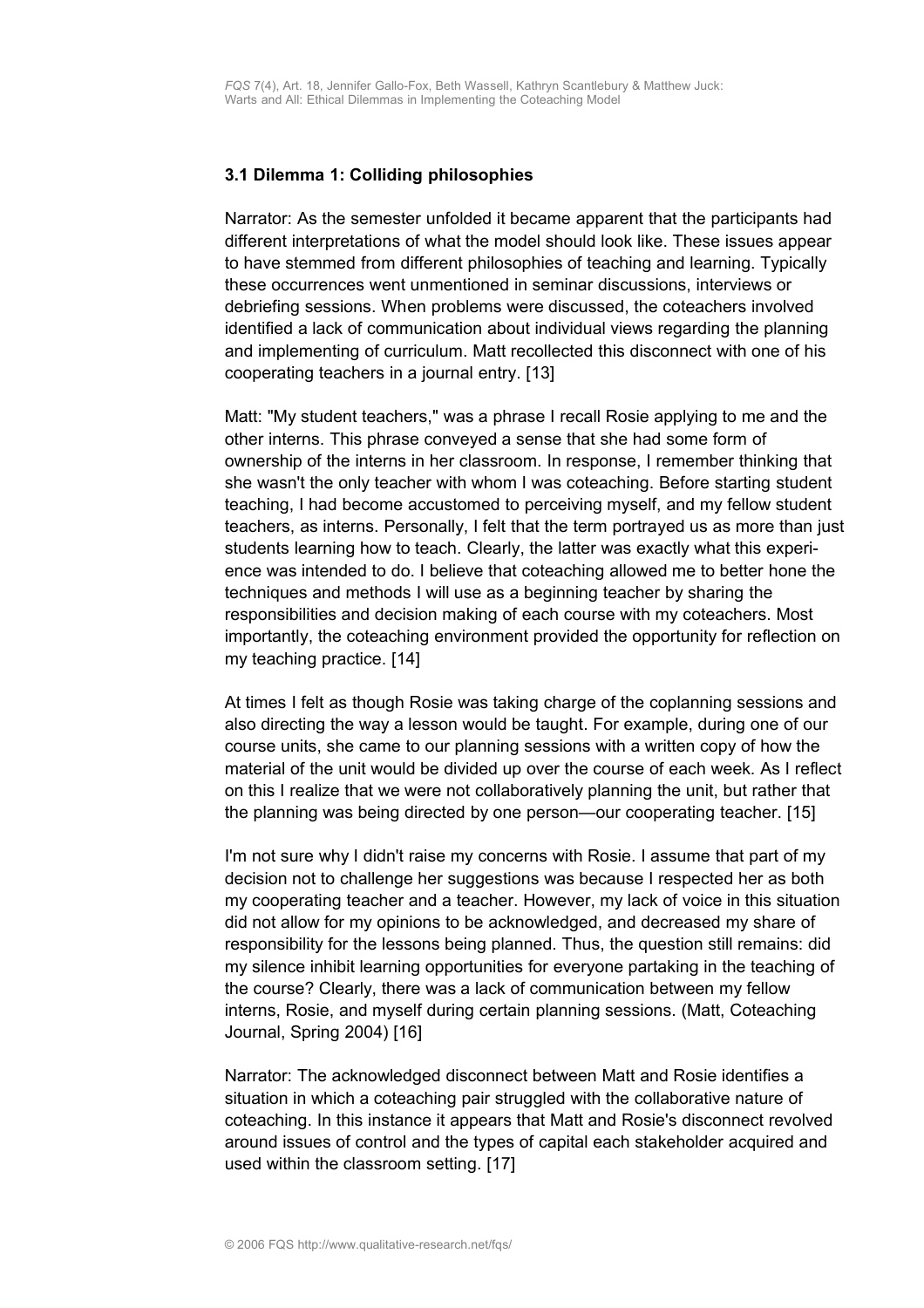### 3.1 Dilemma 1: Colliding philosophies

Narrator: As the semester unfolded it became apparent that the participants had different interpretations of what the model should look like. These issues appear to have stemmed from different philosophies of teaching and learning. Typically these occurrences went unmentioned in seminar discussions, interviews or debriefing sessions. When problems were discussed, the coteachers involved identified a lack of communication about individual views regarding the planning and implementing of curriculum. Matt recollected this disconnect with one of his cooperating teachers in a journal entry. [13]

Matt: "My student teachers," was a phrase I recall Rosie applying to me and the other interns. This phrase conveyed a sense that she had some form of ownership of the interns in her classroom. In response, I remember thinking that she wasn't the only teacher with whom I was coteaching. Before starting student teaching, I had become accustomed to perceiving myself, and my fellow student teachers, as interns. Personally, I felt that the term portrayed us as more than just students learning how to teach. Clearly, the latter was exactly what this experience was intended to do. I believe that coteaching allowed me to better hone the techniques and methods I will use as a beginning teacher by sharing the responsibilities and decision making of each course with my coteachers. Most importantly, the coteaching environment provided the opportunity for reflection on my teaching practice. [14]

At times I felt as though Rosie was taking charge of the coplanning sessions and also directing the way a lesson would be taught. For example, during one of our course units, she came to our planning sessions with a written copy of how the material of the unit would be divided up over the course of each week. As I reflect on this I realize that we were not collaboratively planning the unit, but rather that the planning was being directed by one person—our cooperating teacher. [15]

I'm not sure why I didn't raise my concerns with Rosie. I assume that part of my decision not to challenge her suggestions was because I respected her as both my cooperating teacher and a teacher. However, my lack of voice in this situation did not allow for my opinions to be acknowledged, and decreased my share of responsibility for the lessons being planned. Thus, the question still remains: did my silence inhibit learning opportunities for everyone partaking in the teaching of the course? Clearly, there was a lack of communication between my fellow interns, Rosie, and myself during certain planning sessions. (Matt, Coteaching Journal, Spring 2004) [16]

Narrator: The acknowledged disconnect between Matt and Rosie identifies a situation in which a coteaching pair struggled with the collaborative nature of coteaching. In this instance it appears that Matt and Rosie's disconnect revolved around issues of control and the types of capital each stakeholder acquired and used within the classroom setting. [17]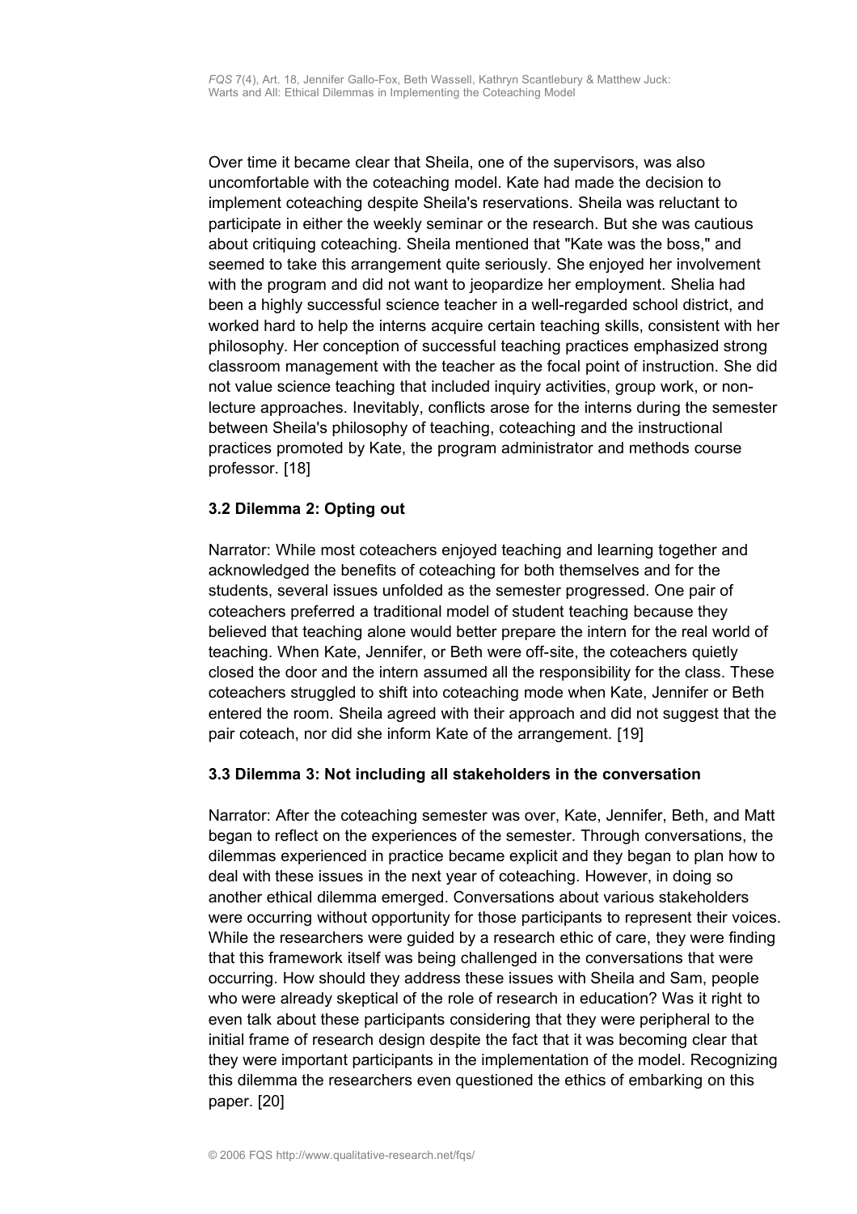Over time it became clear that Sheila, one of the supervisors, was also uncomfortable with the coteaching model. Kate had made the decision to implement coteaching despite Sheila's reservations. Sheila was reluctant to participate in either the weekly seminar or the research. But she was cautious about critiquing coteaching. Sheila mentioned that "Kate was the boss," and seemed to take this arrangement quite seriously. She enjoyed her involvement with the program and did not want to jeopardize her employment. Shelia had been a highly successful science teacher in a well-regarded school district, and worked hard to help the interns acquire certain teaching skills, consistent with her philosophy. Her conception of successful teaching practices emphasized strong classroom management with the teacher as the focal point of instruction. She did not value science teaching that included inquiry activities, group work, or non-lecture approaches. Inevitably, conflicts arose for the interns during the semester between Sheila's philosophy of teaching, coteaching and the instructional practices promoted by Kate, the program administrator and methods course professor. [18]

### 3.2 Dilemma 2: Opting out

Narrator: While most coteachers enjoyed teaching and learning together and acknowledged the benefits of coteaching for both themselves and for the students, several issues unfolded as the semester progressed. One pair of coteachers preferred a traditional model of student teaching because they believed that teaching alone would better prepare the intern for the real world of teaching. When Kate, Jennifer, or Beth were off-site, the coteachers quietly closed the door and the intern assumed all the responsibility for the class. These coteachers struggled to shift into coteaching mode when Kate, Jennifer or Beth entered the room. Sheila agreed with their approach and did not suggest that the pair coteach, nor did she inform Kate of the arrangement. [19]

### 3.3 Dilemma 3: Not including all stakeholders in the conversation

Narrator: After the coteaching semester was over, Kate, Jennifer, Beth, and Matt began to reflect on the experiences of the semester. Through conversations, the dilemmas experienced in practice became explicit and they began to plan how to deal with these issues in the next year of coteaching. However, in doing so another ethical dilemma emerged. Conversations about various stakeholders were occurring without opportunity for those participants to represent their voices. While the researchers were guided by a research ethic of care, they were finding that this framework itself was being challenged in the conversations that were occurring. How should they address these issues with Sheila and Sam, people who were already skeptical of the role of research in education? Was it right to even talk about these participants considering that they were peripheral to the initial frame of research design despite the fact that it was becoming clear that they were important participants in the implementation of the model. Recognizing this dilemma the researchers even questioned the ethics of embarking on this paper. [20]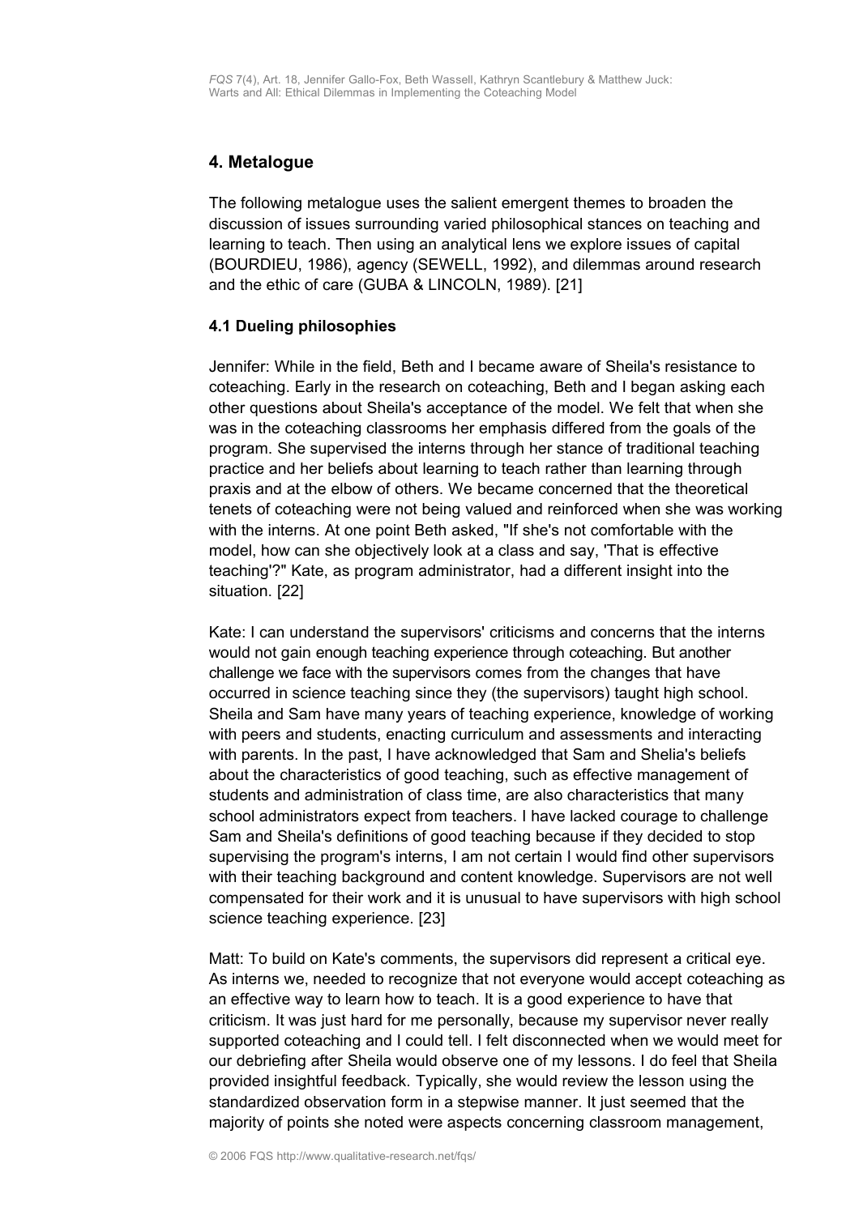## 4. Metalogue

The following metalogue uses the salient emergent themes to broaden the discussion of issues surrounding varied philosophical stances on teaching and learning to teach. Then using an analytical lens we explore issues of capital (BOURDIEU, 1986), agency (SEWELL, 1992), and dilemmas around research and the ethic of care (GUBA & LINCOLN, 1989). [21]

### 4.1 Dueling philosophies

Jennifer: While in the field, Beth and I became aware of Sheila's resistance to coteaching. Early in the research on coteaching, Beth and I began asking each other questions about Sheila's acceptance of the model. We felt that when she was in the coteaching classrooms her emphasis differed from the goals of the program. She supervised the interns through her stance of traditional teaching practice and her beliefs about learning to teach rather than learning through praxis and at the elbow of others. We became concerned that the theoretical tenets of coteaching were not being valued and reinforced when she was working with the interns. At one point Beth asked, "If she's not comfortable with the model, how can she objectively look at a class and say, 'That is effective teaching'?" Kate, as program administrator, had a different insight into the situation. [22]

Kate: I can understand the supervisors' criticisms and concerns that the interns would not gain enough teaching experience through coteaching. But another challenge we face with the supervisors comes from the changes that have occurred in science teaching since they (the supervisors) taught high school. Sheila and Sam have many years of teaching experience, knowledge of working with peers and students, enacting curriculum and assessments and interacting with parents. In the past, I have acknowledged that Sam and Shelia's beliefs about the characteristics of good teaching, such as effective management of students and administration of class time, are also characteristics that many school administrators expect from teachers. I have lacked courage to challenge Sam and Sheila's definitions of good teaching because if they decided to stop supervising the program's interns, I am not certain I would find other supervisors with their teaching background and content knowledge. Supervisors are not well compensated for their work and it is unusual to have supervisors with high school science teaching experience. [23]

Matt: To build on Kate's comments, the supervisors did represent a critical eye. As interns we, needed to recognize that not everyone would accept coteaching as an effective way to learn how to teach. It is a good experience to have that criticism. It was just hard for me personally, because my supervisor never really supported coteaching and I could tell. I felt disconnected when we would meet for our debriefing after Sheila would observe one of my lessons. I do feel that Sheila provided insightful feedback. Typically, she would review the lesson using the standardized observation form in a stepwise manner. It just seemed that the majority of points she noted were aspects concerning classroom management,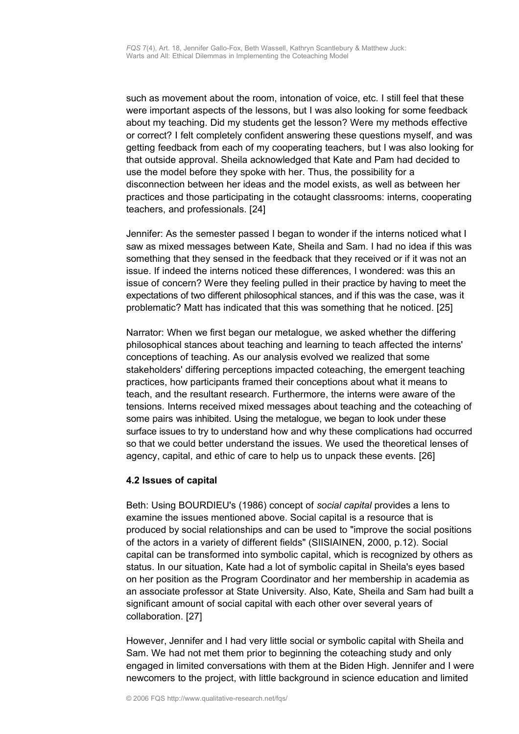such as movement about the room, intonation of voice, etc. I still feel that these were important aspects of the lessons, but I was also looking for some feedback about my teaching. Did my students get the lesson? Were my methods effective or correct? I felt completely confident answering these questions myself, and was getting feedback from each of my cooperating teachers, but I was also looking for that outside approval. Sheila acknowledged that Kate and Pam had decided to use the model before they spoke with her. Thus, the possibility for a disconnection between her ideas and the model exists, as well as between her practices and those participating in the cotaught classrooms: interns, cooperating teachers, and professionals. [24]

Jennifer: As the semester passed I began to wonder if the interns noticed what I saw as mixed messages between Kate, Sheila and Sam. I had no idea if this was something that they sensed in the feedback that they received or if it was not an issue. If indeed the interns noticed these differences, I wondered: was this an issue of concern? Were they feeling pulled in their practice by having to meet the expectations of two different philosophical stances, and if this was the case, was it problematic? Matt has indicated that this was something that he noticed. [25]

Narrator: When we first began our metalogue, we asked whether the differing philosophical stances about teaching and learning to teach affected the interns' conceptions of teaching. As our analysis evolved we realized that some stakeholders' differing perceptions impacted coteaching, the emergent teaching practices, how participants framed their conceptions about what it means to teach, and the resultant research. Furthermore, the interns were aware of the tensions. Interns received mixed messages about teaching and the coteaching of some pairs was inhibited. Using the metalogue, we began to look under these surface issues to try to understand how and why these complications had occurred so that we could better understand the issues. We used the theoretical lenses of agency, capital, and ethic of care to help us to unpack these events. [26]

### 4.2 Issues of capital

Beth: Using BOURDIEU's (1986) concept of *social capital* provides a lens to examine the issues mentioned above. Social capital is a resource that is produced by social relationships and can be used to "improve the social positions of the actors in a variety of different fields" (SIISIAINEN, 2000, p.12). Social capital can be transformed into symbolic capital, which is recognized by others as status. In our situation, Kate had a lot of symbolic capital in Sheila's eyes based on her position as the Program Coordinator and her membership in academia as an associate professor at State University. Also, Kate, Sheila and Sam had built a significant amount of social capital with each other over several years of collaboration. [27]

However, Jennifer and I had very little social or symbolic capital with Sheila and Sam. We had not met them prior to beginning the coteaching study and only engaged in limited conversations with them at the Biden High. Jennifer and I were newcomers to the project, with little background in science education and limited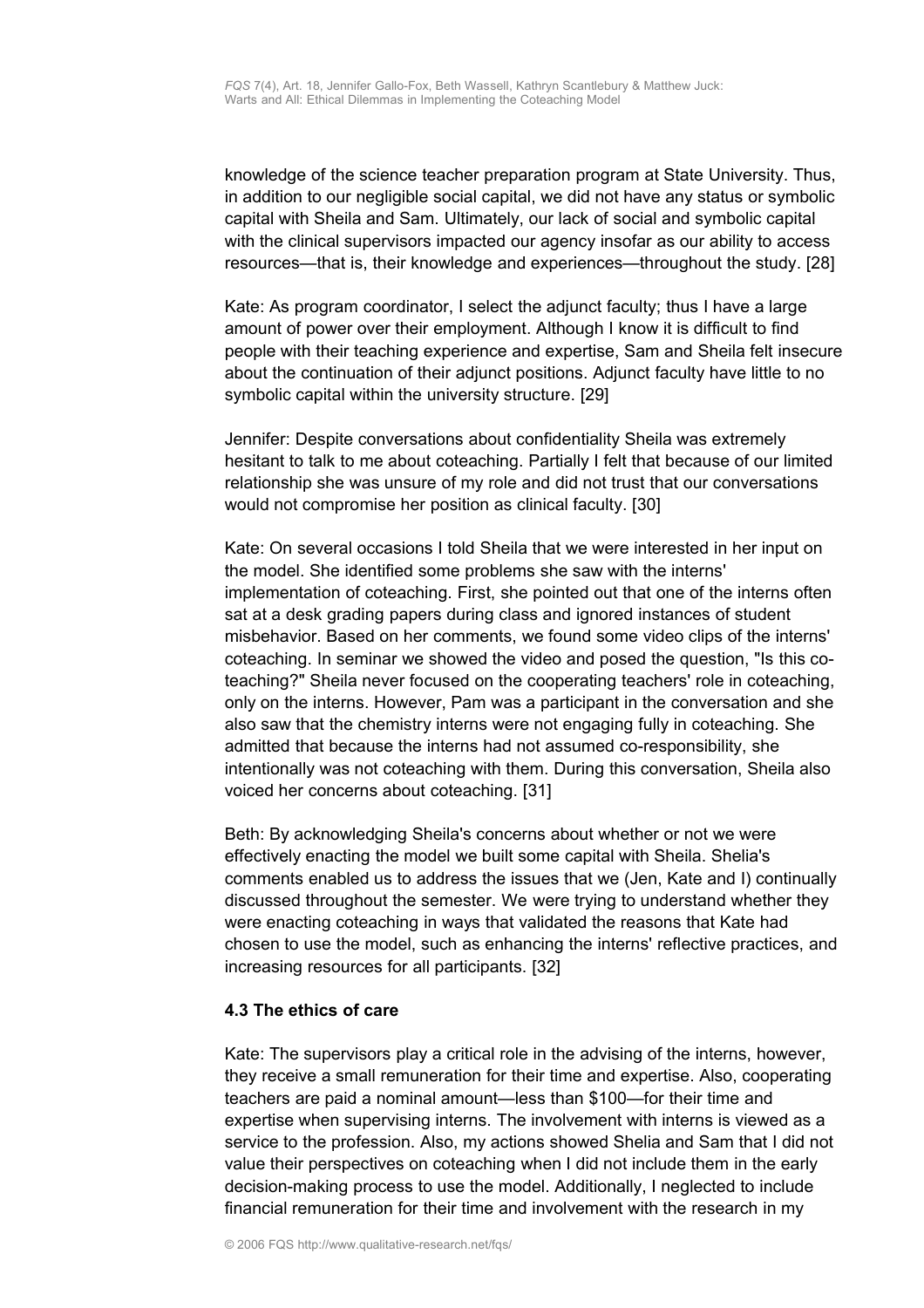knowledge of the science teacher preparation program at State University. Thus, in addition to our negligible social capital, we did not have any status or symbolic capital with Sheila and Sam. Ultimately, our lack of social and symbolic capital with the clinical supervisors impacted our agency insofar as our ability to access resources—that is, their knowledge and experiences—throughout the study. [28]

Kate: As program coordinator, I select the adjunct faculty; thus I have a large amount of power over their employment. Although I know it is difficult to find people with their teaching experience and expertise, Sam and Sheila felt insecure about the continuation of their adjunct positions. Adjunct faculty have little to no symbolic capital within the university structure. [29]

Jennifer: Despite conversations about confidentiality Sheila was extremely hesitant to talk to me about coteaching. Partially I felt that because of our limited relationship she was unsure of my role and did not trust that our conversations would not compromise her position as clinical faculty. [30]

Kate: On several occasions I told Sheila that we were interested in her input on the model. She identified some problems she saw with the interns' implementation of coteaching. First, she pointed out that one of the interns often sat at a desk grading papers during class and ignored instances of student misbehavior. Based on her comments, we found some video clips of the interns' coteaching. In seminar we showed the video and posed the question, "Is this co-teaching?" Sheila never focused on the cooperating teachers' role in coteaching, only on the interns. However, Pam was a participant in the conversation and she also saw that the chemistry interns were not engaging fully in coteaching. She admitted that because the interns had not assumed co-responsibility, she intentionally was not coteaching with them. During this conversation, Sheila also voiced her concerns about coteaching. [31]

Beth: By acknowledging Sheila's concerns about whether or not we were effectively enacting the model we built some capital with Sheila. Shelia's comments enabled us to address the issues that we (Jen, Kate and I) continually discussed throughout the semester. We were trying to understand whether they were enacting coteaching in ways that validated the reasons that Kate had chosen to use the model, such as enhancing the interns' reflective practices, and increasing resources for all participants. [32]

### 4.3 The ethics of care

Kate: The supervisors play a critical role in the advising of the interns, however, they receive a small remuneration for their time and expertise. Also, cooperating teachers are paid a nominal amount—less than $100—for their time and expertise when supervising interns. The involvement with interns is viewed as a service to the profession. Also, my actions showed Shelia and Sam that I did not value their perspectives on coteaching when I did not include them in the early decision-making process to use the model. Additionally, I neglected to include financial remuneration for their time and involvement with the research in my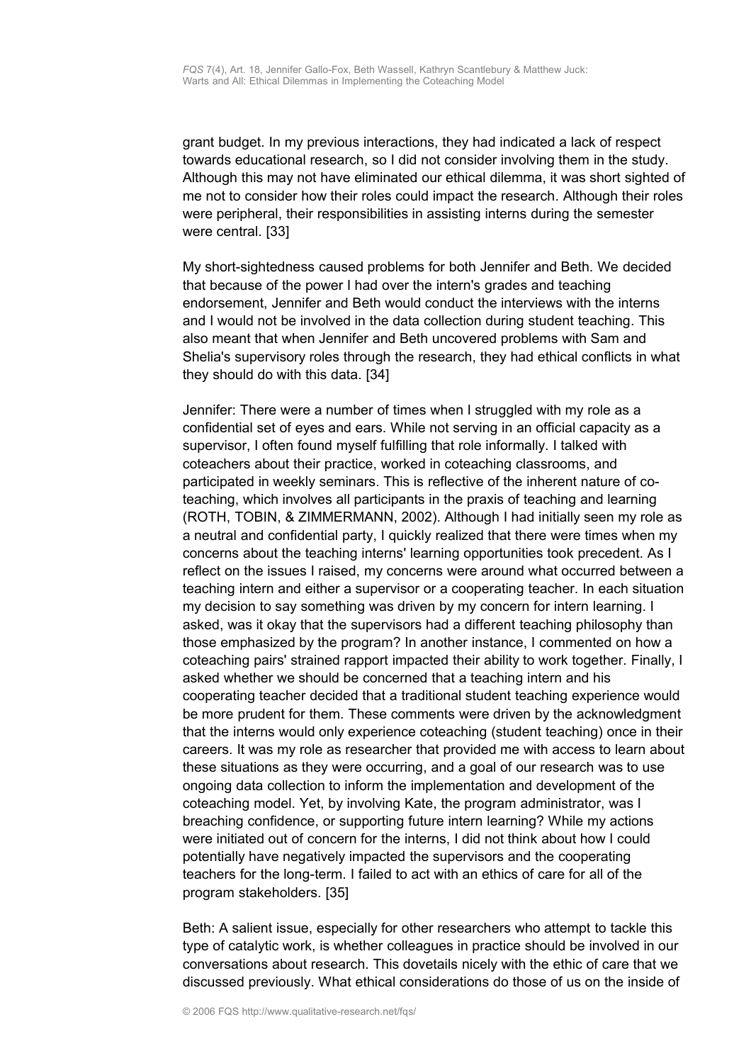grant budget. In my previous interactions, they had indicated a lack of respect towards educational research, so I did not consider involving them in the study. Although this may not have eliminated our ethical dilemma, it was short sighted of me not to consider how their roles could impact the research. Although their roles were peripheral, their responsibilities in assisting interns during the semester were central. [33]

My short-sightedness caused problems for both Jennifer and Beth. We decided that because of the power I had over the intern's grades and teaching endorsement, Jennifer and Beth would conduct the interviews with the interns and I would not be involved in the data collection during student teaching. This also meant that when Jennifer and Beth uncovered problems with Sam and Shelia's supervisory roles through the research, they had ethical conflicts in what they should do with this data. [34]

Jennifer: There were a number of times when I struggled with my role as a confidential set of eyes and ears. While not serving in an official capacity as a supervisor, I often found myself fulfilling that role informally. I talked with coteachers about their practice, worked in coteaching classrooms, and participated in weekly seminars. This is reflective of the inherent nature of co-teaching, which involves all participants in the praxis of teaching and learning (ROTH, TOBIN, & ZIMMERMANN, 2002). Although I had initially seen my role as a neutral and confidential party, I quickly realized that there were times when my concerns about the teaching interns' learning opportunities took precedent. As I reflect on the issues I raised, my concerns were around what occurred between a teaching intern and either a supervisor or a cooperating teacher. In each situation my decision to say something was driven by my concern for intern learning. I asked, was it okay that the supervisors had a different teaching philosophy than those emphasized by the program? In another instance, I commented on how a coteaching pairs' strained rapport impacted their ability to work together. Finally, I asked whether we should be concerned that a teaching intern and his cooperating teacher decided that a traditional student teaching experience would be more prudent for them. These comments were driven by the acknowledgment that the interns would only experience coteaching (student teaching) once in their careers. It was my role as researcher that provided me with access to learn about these situations as they were occurring, and a goal of our research was to use ongoing data collection to inform the implementation and development of the coteaching model. Yet, by involving Kate, the program administrator, was I breaching confidence, or supporting future intern learning? While my actions were initiated out of concern for the interns, I did not think about how I could potentially have negatively impacted the supervisors and the cooperating teachers for the long-term. I failed to act with an ethics of care for all of the program stakeholders. [35]

Beth: A salient issue, especially for other researchers who attempt to tackle this type of catalytic work, is whether colleagues in practice should be involved in our conversations about research. This dovetails nicely with the ethic of care that we discussed previously. What ethical considerations do those of us on the inside of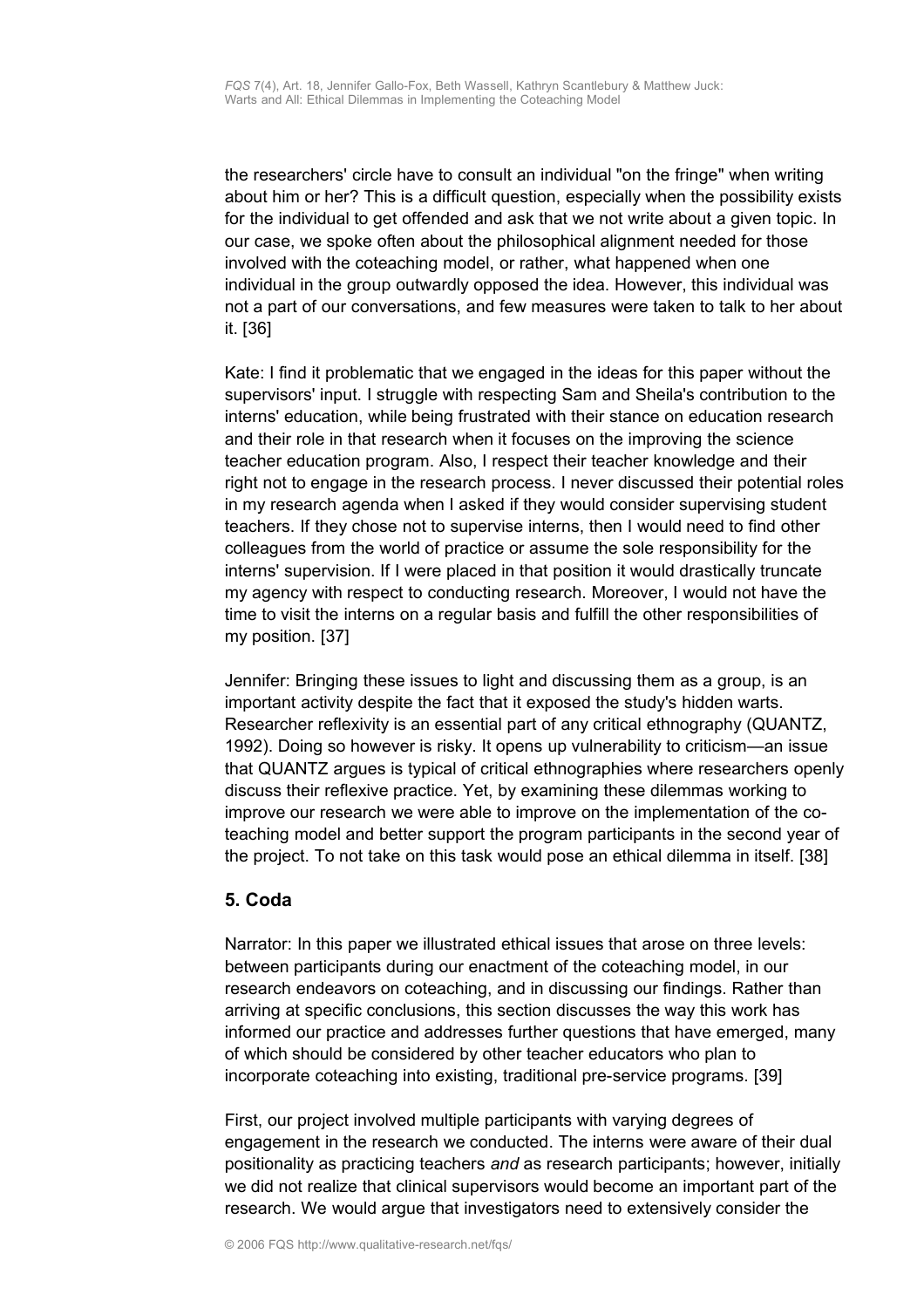the researchers' circle have to consult an individual "on the fringe" when writing about him or her? This is a difficult question, especially when the possibility exists for the individual to get offended and ask that we not write about a given topic. In our case, we spoke often about the philosophical alignment needed for those involved with the coteaching model, or rather, what happened when one individual in the group outwardly opposed the idea. However, this individual was not a part of our conversations, and few measures were taken to talk to her about it. [36]

Kate: I find it problematic that we engaged in the ideas for this paper without the supervisors' input. I struggle with respecting Sam and Sheila's contribution to the interns' education, while being frustrated with their stance on education research and their role in that research when it focuses on the improving the science teacher education program. Also, I respect their teacher knowledge and their right not to engage in the research process. I never discussed their potential roles in my research agenda when I asked if they would consider supervising student teachers. If they chose not to supervise interns, then I would need to find other colleagues from the world of practice or assume the sole responsibility for the interns' supervision. If I were placed in that position it would drastically truncate my agency with respect to conducting research. Moreover, I would not have the time to visit the interns on a regular basis and fulfill the other responsibilities of my position. [37]

Jennifer: Bringing these issues to light and discussing them as a group, is an important activity despite the fact that it exposed the study's hidden warts. Researcher reflexivity is an essential part of any critical ethnography (QUANTZ, 1992). Doing so however is risky. It opens up vulnerability to criticism—an issue that QUANTZ argues is typical of critical ethnographies where researchers openly discuss their reflexive practice. Yet, by examining these dilemmas working to improve our research we were able to improve on the implementation of the co-teaching model and better support the program participants in the second year of the project. To not take on this task would pose an ethical dilemma in itself. [38]

## 5. Coda

Narrator: In this paper we illustrated ethical issues that arose on three levels: between participants during our enactment of the coteaching model, in our research endeavors on coteaching, and in discussing our findings. Rather than arriving at specific conclusions, this section discusses the way this work has informed our practice and addresses further questions that have emerged, many of which should be considered by other teacher educators who plan to incorporate coteaching into existing, traditional pre-service programs. [39]

First, our project involved multiple participants with varying degrees of engagement in the research we conducted. The interns were aware of their dual positionality as practicing teachers *and* as research participants; however, initially we did not realize that clinical supervisors would become an important part of the research. We would argue that investigators need to extensively consider the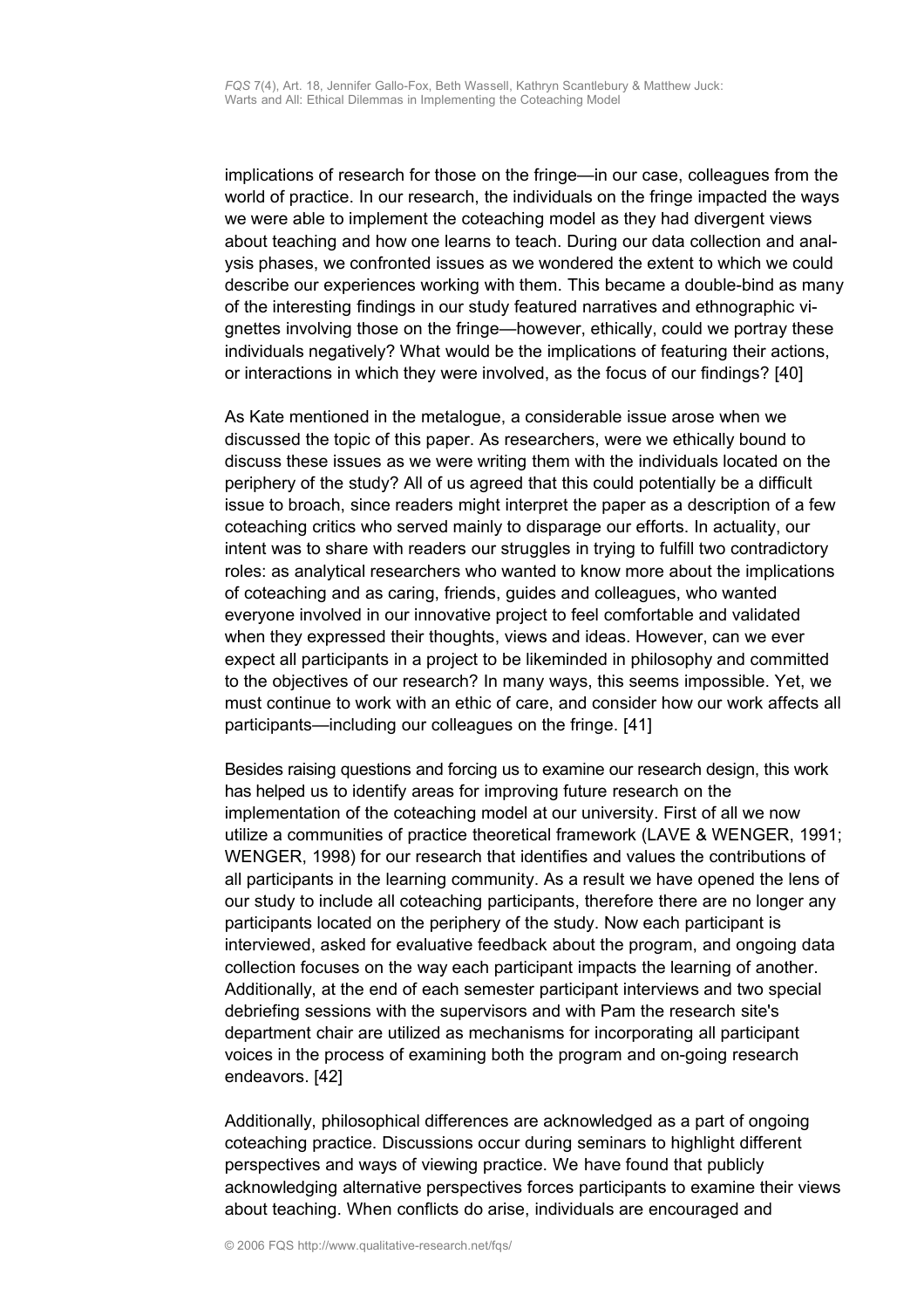implications of research for those on the fringe—in our case, colleagues from the world of practice. In our research, the individuals on the fringe impacted the ways we were able to implement the coteaching model as they had divergent views about teaching and how one learns to teach. During our data collection and analysis phases, we confronted issues as we wondered the extent to which we could describe our experiences working with them. This became a double-bind as many of the interesting findings in our study featured narratives and ethnographic vignettes involving those on the fringe—however, ethically, could we portray these individuals negatively? What would be the implications of featuring their actions, or interactions in which they were involved, as the focus of our findings? [40]

As Kate mentioned in the metalogue, a considerable issue arose when we discussed the topic of this paper. As researchers, were we ethically bound to discuss these issues as we were writing them with the individuals located on the periphery of the study? All of us agreed that this could potentially be a difficult issue to broach, since readers might interpret the paper as a description of a few coteaching critics who served mainly to disparage our efforts. In actuality, our intent was to share with readers our struggles in trying to fulfill two contradictory roles: as analytical researchers who wanted to know more about the implications of coteaching and as caring, friends, guides and colleagues, who wanted everyone involved in our innovative project to feel comfortable and validated when they expressed their thoughts, views and ideas. However, can we ever expect all participants in a project to be likeminded in philosophy and committed to the objectives of our research? In many ways, this seems impossible. Yet, we must continue to work with an ethic of care, and consider how our work affects all participants—including our colleagues on the fringe. [41]

Besides raising questions and forcing us to examine our research design, this work has helped us to identify areas for improving future research on the implementation of the coteaching model at our university. First of all we now utilize a communities of practice theoretical framework (LAVE & WENGER, 1991; WENGER, 1998) for our research that identifies and values the contributions of all participants in the learning community. As a result we have opened the lens of our study to include all coteaching participants, therefore there are no longer any participants located on the periphery of the study. Now each participant is interviewed, asked for evaluative feedback about the program, and ongoing data collection focuses on the way each participant impacts the learning of another. Additionally, at the end of each semester participant interviews and two special debriefing sessions with the supervisors and with Pam the research site's department chair are utilized as mechanisms for incorporating all participant voices in the process of examining both the program and on-going research endeavors. [42]

Additionally, philosophical differences are acknowledged as a part of ongoing coteaching practice. Discussions occur during seminars to highlight different perspectives and ways of viewing practice. We have found that publicly acknowledging alternative perspectives forces participants to examine their views about teaching. When conflicts do arise, individuals are encouraged and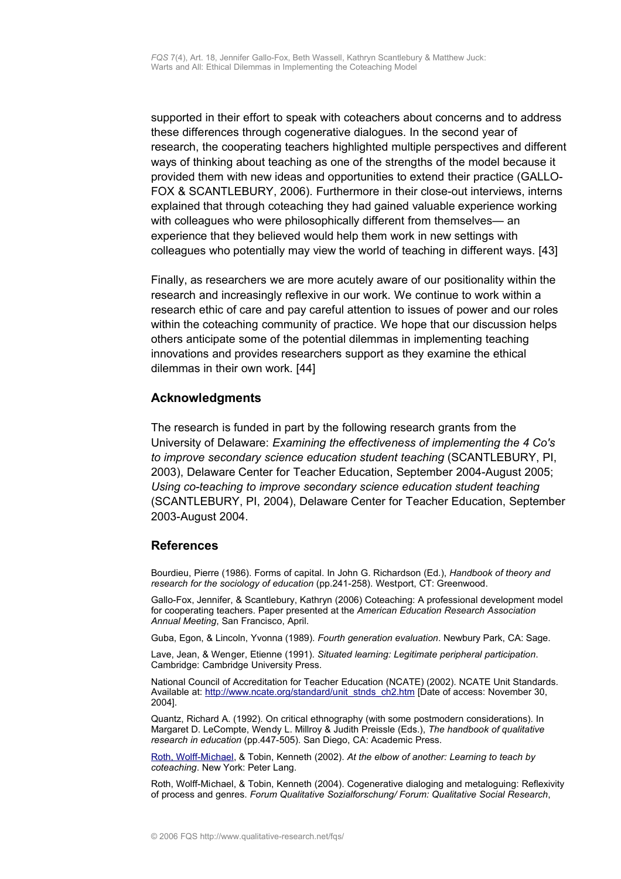supported in their effort to speak with coteachers about concerns and to address these differences through cogenerative dialogues. In the second year of research, the cooperating teachers highlighted multiple perspectives and different ways of thinking about teaching as one of the strengths of the model because it provided them with new ideas and opportunities to extend their practice (GALLO-FOX & SCANTLEBURY, 2006). Furthermore in their close-out interviews, interns explained that through coteaching they had gained valuable experience working with colleagues who were philosophically different from themselves— an experience that they believed would help them work in new settings with colleagues who potentially may view the world of teaching in different ways. [43]

Finally, as researchers we are more acutely aware of our positionality within the research and increasingly reflexive in our work. We continue to work within a research ethic of care and pay careful attention to issues of power and our roles within the coteaching community of practice. We hope that our discussion helps others anticipate some of the potential dilemmas in implementing teaching innovations and provides researchers support as they examine the ethical dilemmas in their own work. [44]

## Acknowledgments

The research is funded in part by the following research grants from the University of Delaware: *Examining the effectiveness of implementing the 4 Co's to improve secondary science education student teaching* (SCANTLEBURY, PI, 2003), Delaware Center for Teacher Education, September 2004-August 2005; *Using co-teaching to improve secondary science education student teaching* (SCANTLEBURY, PI, 2004), Delaware Center for Teacher Education, September 2003-August 2004.

## References

Bourdieu, Pierre (1986). Forms of capital. In John G. Richardson (Ed.), *Handbook of theory and research for the sociology of education* (pp.241-258). Westport, CT: Greenwood.

Gallo-Fox, Jennifer, & Scantlebury, Kathryn (2006) Coteaching: A professional development model for cooperating teachers. Paper presented at the *American Education Research Association Annual Meeting*, San Francisco, April.

Guba, Egon, & Lincoln, Yvonna (1989). *Fourth generation evaluation*. Newbury Park, CA: Sage.

Lave, Jean, & Wenger, Etienne (1991). *Situated learning: Legitimate peripheral participation*. Cambridge: Cambridge University Press.

National Council of Accreditation for Teacher Education (NCATE) (2002). NCATE Unit Standards. Available at: http://www.ncate.org/standard/unit_stnds_ch2.htm [Date of access: November 30, 2004].

Quantz, Richard A. (1992). On critical ethnography (with some postmodern considerations). In Margaret D. LeCompte, Wendy L. Millroy & Judith Preissle (Eds.), *The handbook of qualitative research in education* (pp.447-505). San Diego, CA: Academic Press.

Roth, Wolff-Michael, & Tobin, Kenneth (2002). *At the elbow of another: Learning to teach by coteaching*. New York: Peter Lang.

Roth, Wolff-Michael, & Tobin, Kenneth (2004). Cogenerative dialoging and metaloguing: Reflexivity of process and genres. *Forum Qualitative Sozialforschung/ Forum: Qualitative Social Research*,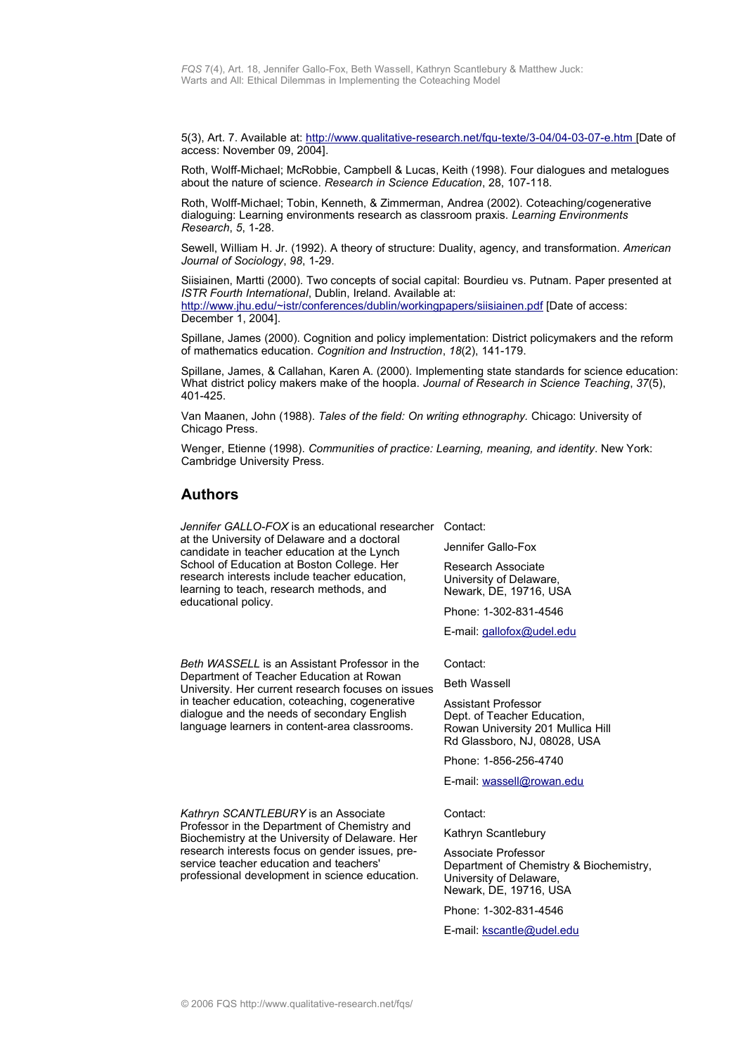5(3), Art. 7. Available at: http://www.qualitative-research.net/fqs-texte/3-04/04-03-07-e.htm [Date of access: November 09, 2004].

Roth, Wolff-Michael; McRobbie, Campbell & Lucas, Keith (1998). Four dialogues and metalogues about the nature of science. *Research in Science Education*, 28, 107-118.

Roth, Wolff-Michael; Tobin, Kenneth, & Zimmerman, Andrea (2002). Coteaching/cogenerative dialoguing: Learning environments research as classroom praxis. *Learning Environments Research*, *5*, 1-28.

Sewell, William H. Jr. (1992). A theory of structure: Duality, agency, and transformation. *American Journal of Sociology*, *98*, 1-29.

Siisiainen, Martti (2000). Two concepts of social capital: Bourdieu vs. Putnam. Paper presented at *ISTR Fourth International*, Dublin, Ireland. Available at: http://www.jhu.edu/~istr/conferences/dublin/workingpapers/siisiainen.pdf [Date of access: December 1, 2004].

Spillane, James (2000). Cognition and policy implementation: District policymakers and the reform of mathematics education. *Cognition and Instruction*, *18*(2), 141-179.

Spillane, James, & Callahan, Karen A. (2000). Implementing state standards for science education: What district policy makers make of the hoopla. *Journal of Research in Science Teaching*, *37*(5), 401-425.

Van Maanen, John (1988). *Tales of the field: On writing ethnography.* Chicago: University of Chicago Press.

Wenger, Etienne (1998). *Communities of practice: Learning, meaning, and identity*. New York: Cambridge University Press.

## Authors

*Jennifer GALLO-FOX* is an educational researcher at the University of Delaware and a doctoral candidate in teacher education at the Lynch School of Education at Boston College. Her research interests include teacher education, learning to teach, research methods, and educational policy.

Contact:

Jennifer Gallo-Fox

Research Associate
University of Delaware,
Newark, DE, 19716, USA

Phone: 1-302-831-4546

E-mail: gallofox@udel.edu

*Beth WASSELL* is an Assistant Professor in the Department of Teacher Education at Rowan University. Her current research focuses on issues in teacher education, coteaching, cogenerative dialogue and the needs of secondary English language learners in content-area classrooms.

Contact:

Beth Wassell

Assistant Professor
Dept. of Teacher Education,
Rowan University 201 Mullica Hill Rd Glassboro, NJ, 08028, USA

Phone: 1-856-256-4740

E-mail: wassell@rowan.edu

*Kathryn SCANTLEBURY* is an Associate Professor in the Department of Chemistry and Biochemistry at the University of Delaware. Her research interests focus on gender issues, pre-service teacher education and teachers' professional development in science education.

Contact:

Kathryn Scantlebury

Associate Professor
Department of Chemistry & Biochemistry,
University of Delaware,
Newark, DE, 19716, USA

Phone: 1-302-831-4546

E-mail: kscantle@udel.edu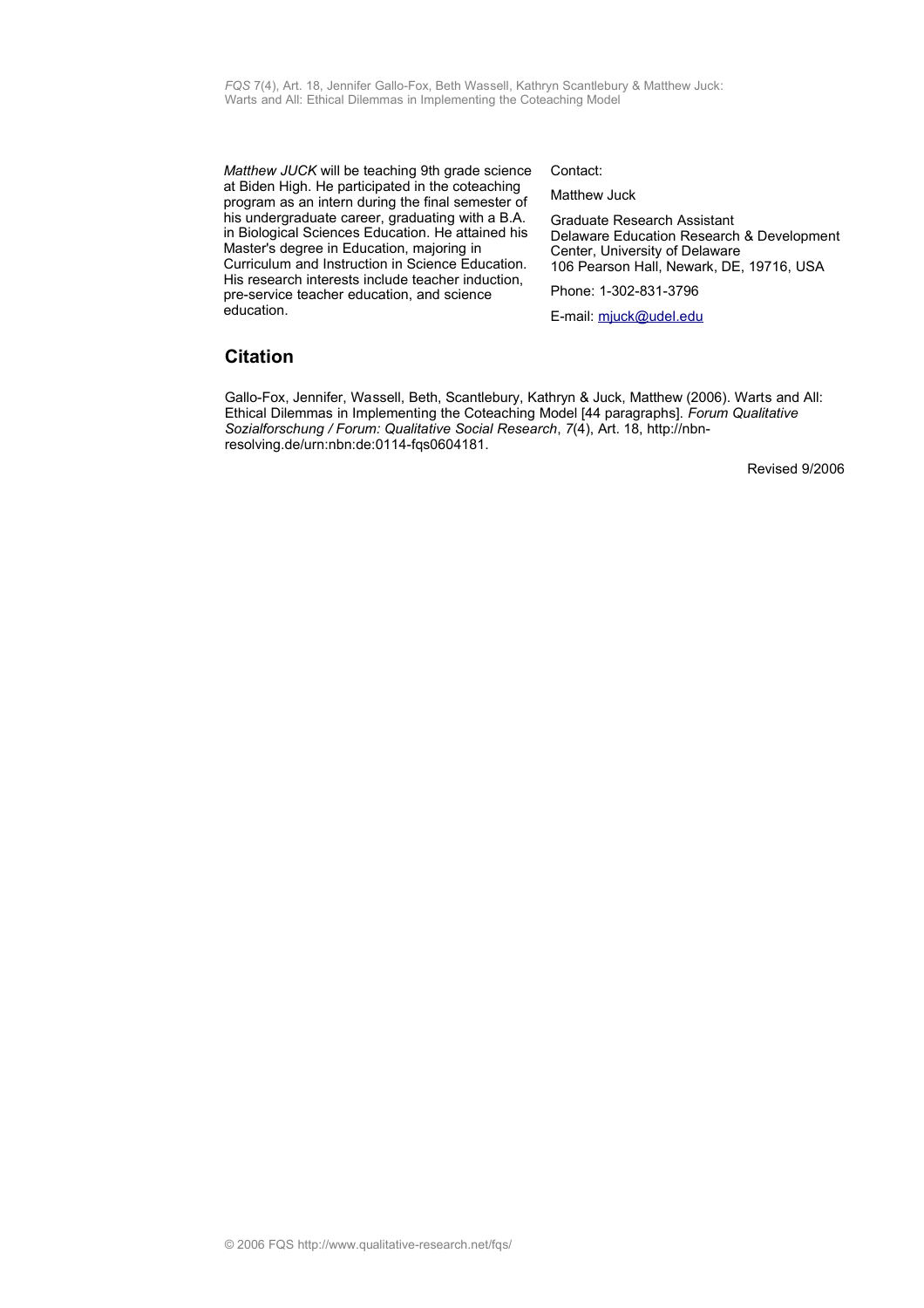*Matthew JUCK* will be teaching 9th grade science at Biden High. He participated in the coteaching program as an intern during the final semester of his undergraduate career, graduating with a B.A. in Biological Sciences Education. He attained his Master's degree in Education, majoring in Curriculum and Instruction in Science Education. His research interests include teacher induction, pre-service teacher education, and science education.

Contact:

Matthew Juck

Graduate Research Assistant
Delaware Education Research & Development Center, University of Delaware
106 Pearson Hall, Newark, DE, 19716, USA

Phone: 1-302-831-3796

E-mail: mjuck@udel.edu

## Citation

Gallo-Fox, Jennifer, Wassell, Beth, Scantlebury, Kathryn & Juck, Matthew (2006). Warts and All: Ethical Dilemmas in Implementing the Coteaching Model [44 paragraphs]. *Forum Qualitative Sozialforschung / Forum: Qualitative Social Research*, *7*(4), Art. 18, http://nbn-resolving.de/urn:nbn:de:0114-fqs0604181.

Revised 9/2006